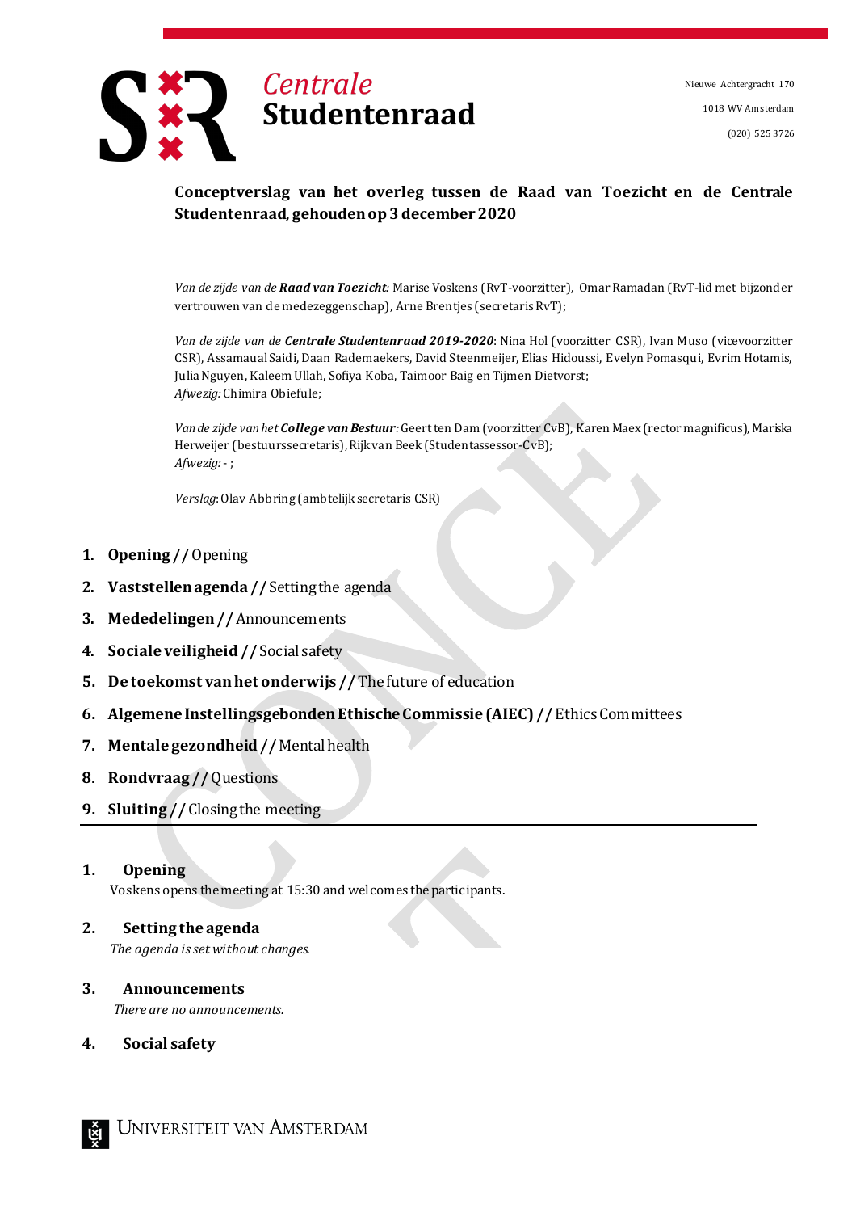**Centrale Studentenraad**

Nieuwe Achtergracht 170
1018 WV Amsterdam
(020) 525 3726

**Conceptverslag van het overleg tussen de Raad van Toezicht en de Centrale Studentenraad, gehouden op 3 december 2020**

*Van de zijde van de **Raad van Toezicht**:* Marise Voskens (RvT-voorzitter), Omar Ramadan (RvT-lid met bijzonder vertrouwen van de medezeggenschap), Arne Brentjes (secretaris RvT);

*Van de zijde van de **Centrale Studentenraad 2019-2020***: Nina Hol (voorzitter CSR), Ivan Muso (vicevoorzitter CSR), Assamaual Saidi, Daan Rademaekers, David Steenmeijer, Elias Hidoussi, Evelyn Pomasqui, Evrim Hotamis, Julia Nguyen, Kaleem Ullah, Sofiya Koba, Taimoor Baig en Tijmen Dietvorst;
*Afwezig:* Chimira Obiefule;

*Van de zijde van het **College van Bestuur**:* Geert ten Dam (voorzitter CvB), Karen Maex (rector magnificus), Mariska Herweijer (bestuurssecretaris), Rijk van Beek (Studentassessor-CvB);
*Afwezig:* - ;

*Verslag:* Olav Abbring (ambtelijk secretaris CSR)

1. **Opening //** Opening
2. **Vaststellen agenda //** Setting the agenda
3. **Mededelingen //** Announcements
4. **Sociale veiligheid //** Social safety
5. **De toekomst van het onderwijs //** The future of education
6. **Algemene Instellingsgebonden Ethische Commissie (AIEC) //** Ethics Committees
7. **Mentale gezondheid //** Mental health
8. **Rondvraag //** Questions
9. **Sluiting //** Closing the meeting

---

## 1. Opening

Voskens opens the meeting at 15:30 and welcomes the participants.

## 2. Setting the agenda

*The agenda is set without changes.*

## 3. Announcements

*There are no announcements.*

## 4. Social safety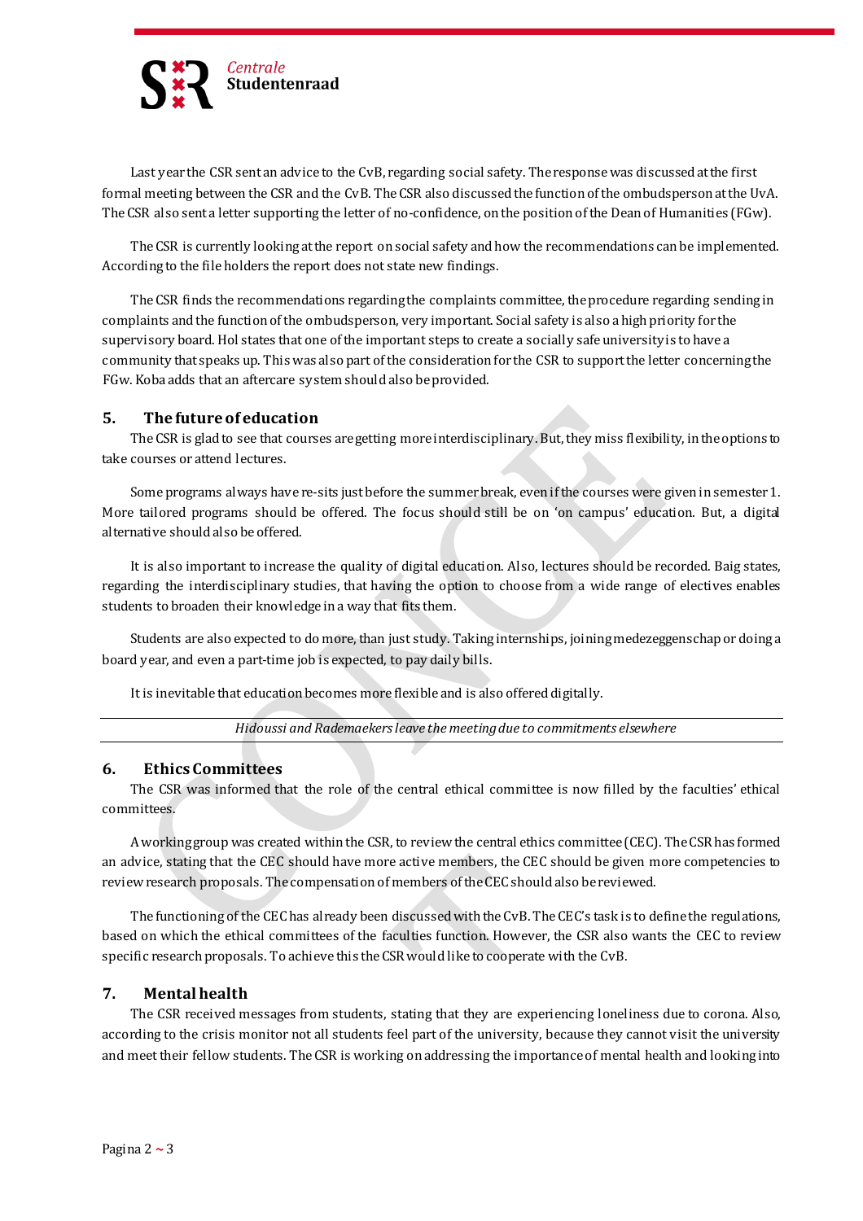Last year the CSR sent an advice to the CvB, regarding social safety. The response was discussed at the first formal meeting between the CSR and the CvB. The CSR also discussed the function of the ombudsperson at the UvA. The CSR also sent a letter supporting the letter of no-confidence, on the position of the Dean of Humanities (FGw).

The CSR is currently looking at the report on social safety and how the recommendations can be implemented. According to the file holders the report does not state new findings.

The CSR finds the recommendations regarding the complaints committee, the procedure regarding sending in complaints and the function of the ombudsperson, very important. Social safety is also a high priority for the supervisory board. Hol states that one of the important steps to create a socially safe university is to have a community that speaks up. This was also part of the consideration for the CSR to support the letter concerning the FGw. Koba adds that an aftercare system should also be provided.

## 5. The future of education

The CSR is glad to see that courses are getting more interdisciplinary. But, they miss flexibility, in the options to take courses or attend lectures.

Some programs always have re-sits just before the summer break, even if the courses were given in semester 1. More tailored programs should be offered. The focus should still be on 'on campus' education. But, a digital alternative should also be offered.

It is also important to increase the quality of digital education. Also, lectures should be recorded. Baig states, regarding the interdisciplinary studies, that having the option to choose from a wide range of electives enables students to broaden their knowledge in a way that fits them.

Students are also expected to do more, than just study. Taking internships, joining medezeggenschap or doing a board year, and even a part-time job is expected, to pay daily bills.

It is inevitable that education becomes more flexible and is also offered digitally.

---

*Hidoussi and Rademaekers leave the meeting due to commitments elsewhere*

---

## 6. Ethics Committees

The CSR was informed that the role of the central ethical committee is now filled by the faculties' ethical committees.

A working group was created within the CSR, to review the central ethics committee (CEC). The CSR has formed an advice, stating that the CEC should have more active members, the CEC should be given more competencies to review research proposals. The compensation of members of the CEC should also be reviewed.

The functioning of the CEC has already been discussed with the CvB. The CEC's task is to define the regulations, based on which the ethical committees of the faculties function. However, the CSR also wants the CEC to review specific research proposals. To achieve this the CSR would like to cooperate with the CvB.

## 7. Mental health

The CSR received messages from students, stating that they are experiencing loneliness due to corona. Also, according to the crisis monitor not all students feel part of the university, because they cannot visit the university and meet their fellow students. The CSR is working on addressing the importance of mental health and looking into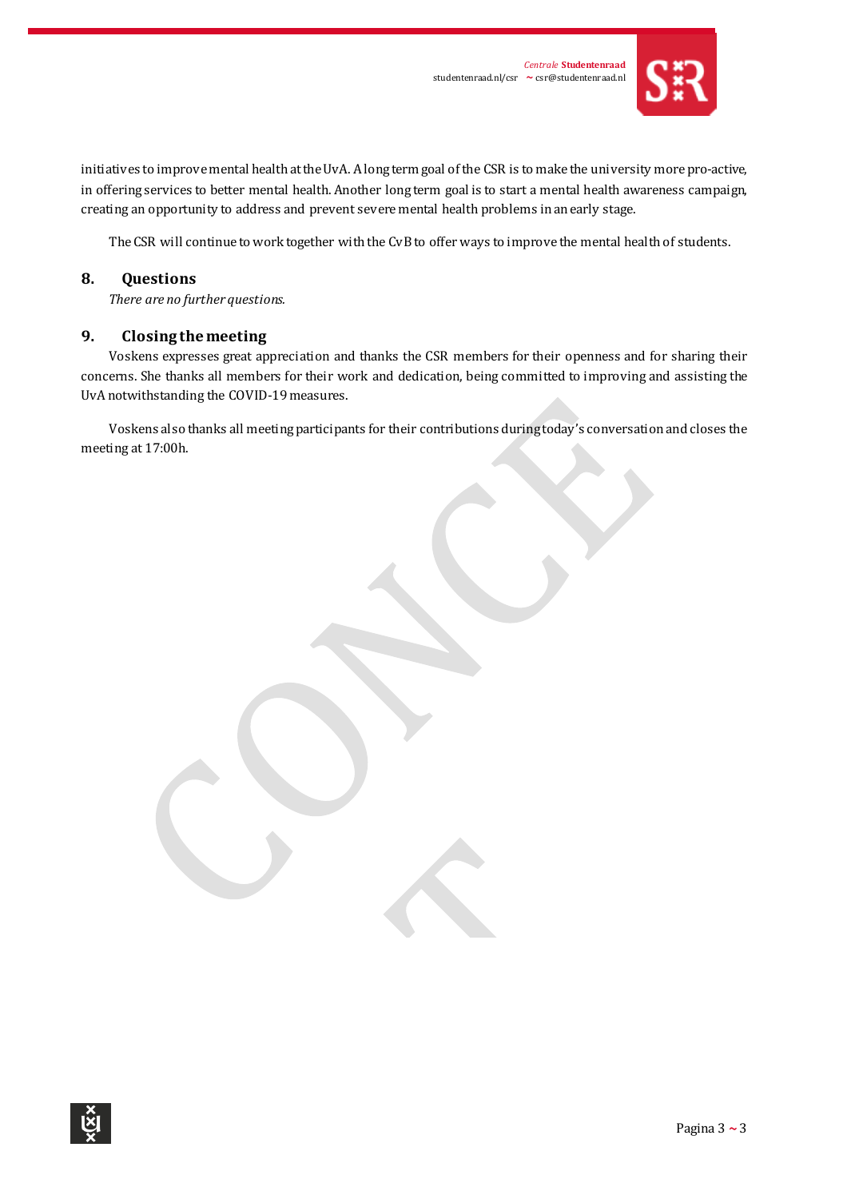initiatives to improve mental health at the UvA. A long term goal of the CSR is to make the university more pro-active, in offering services to better mental health. Another long term goal is to start a mental health awareness campaign, creating an opportunity to address and prevent severe mental health problems in an early stage.

The CSR will continue to work together with the CvB to offer ways to improve the mental health of students.

## 8. Questions

*There are no further questions.*

## 9. Closing the meeting

Voskens expresses great appreciation and thanks the CSR members for their openness and for sharing their concerns. She thanks all members for their work and dedication, being committed to improving and assisting the UvA notwithstanding the COVID-19 measures.

Voskens also thanks all meeting participants for their contributions during today's conversation and closes the meeting at 17:00h.